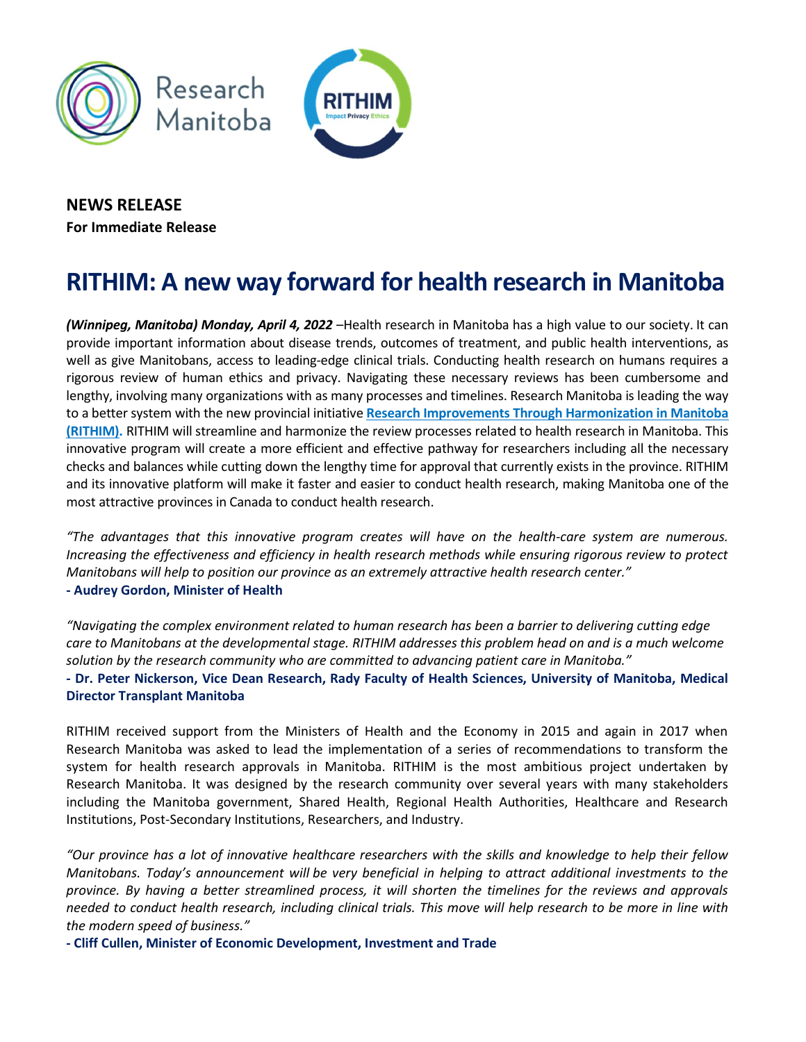**NEWS RELEASE**
**For Immediate Release**

# RITHIM: A new way forward for health research in Manitoba

***(Winnipeg, Manitoba) Monday, April 4, 2022*** –Health research in Manitoba has a high value to our society. It can provide important information about disease trends, outcomes of treatment, and public health interventions, as well as give Manitobans, access to leading-edge clinical trials. Conducting health research on humans requires a rigorous review of human ethics and privacy. Navigating these necessary reviews has been cumbersome and lengthy, involving many organizations with as many processes and timelines. Research Manitoba is leading the way to a better system with the new provincial initiative **Research Improvements Through Harmonization in Manitoba (RITHIM).** RITHIM will streamline and harmonize the review processes related to health research in Manitoba. This innovative program will create a more efficient and effective pathway for researchers including all the necessary checks and balances while cutting down the lengthy time for approval that currently exists in the province. RITHIM and its innovative platform will make it faster and easier to conduct health research, making Manitoba one of the most attractive provinces in Canada to conduct health research.

*"The advantages that this innovative program creates will have on the health-care system are numerous. Increasing the effectiveness and efficiency in health research methods while ensuring rigorous review to protect Manitobans will help to position our province as an extremely attractive health research center."*
**- Audrey Gordon, Minister of Health**

*"Navigating the complex environment related to human research has been a barrier to delivering cutting edge care to Manitobans at the developmental stage. RITHIM addresses this problem head on and is a much welcome solution by the research community who are committed to advancing patient care in Manitoba."*
**- Dr. Peter Nickerson, Vice Dean Research, Rady Faculty of Health Sciences, University of Manitoba, Medical Director Transplant Manitoba**

RITHIM received support from the Ministers of Health and the Economy in 2015 and again in 2017 when Research Manitoba was asked to lead the implementation of a series of recommendations to transform the system for health research approvals in Manitoba. RITHIM is the most ambitious project undertaken by Research Manitoba. It was designed by the research community over several years with many stakeholders including the Manitoba government, Shared Health, Regional Health Authorities, Healthcare and Research Institutions, Post-Secondary Institutions, Researchers, and Industry.

*"Our province has a lot of innovative healthcare researchers with the skills and knowledge to help their fellow Manitobans. Today's announcement will be very beneficial in helping to attract additional investments to the province. By having a better streamlined process, it will shorten the timelines for the reviews and approvals needed to conduct health research, including clinical trials. This move will help research to be more in line with the modern speed of business."*
**- Cliff Cullen, Minister of Economic Development, Investment and Trade**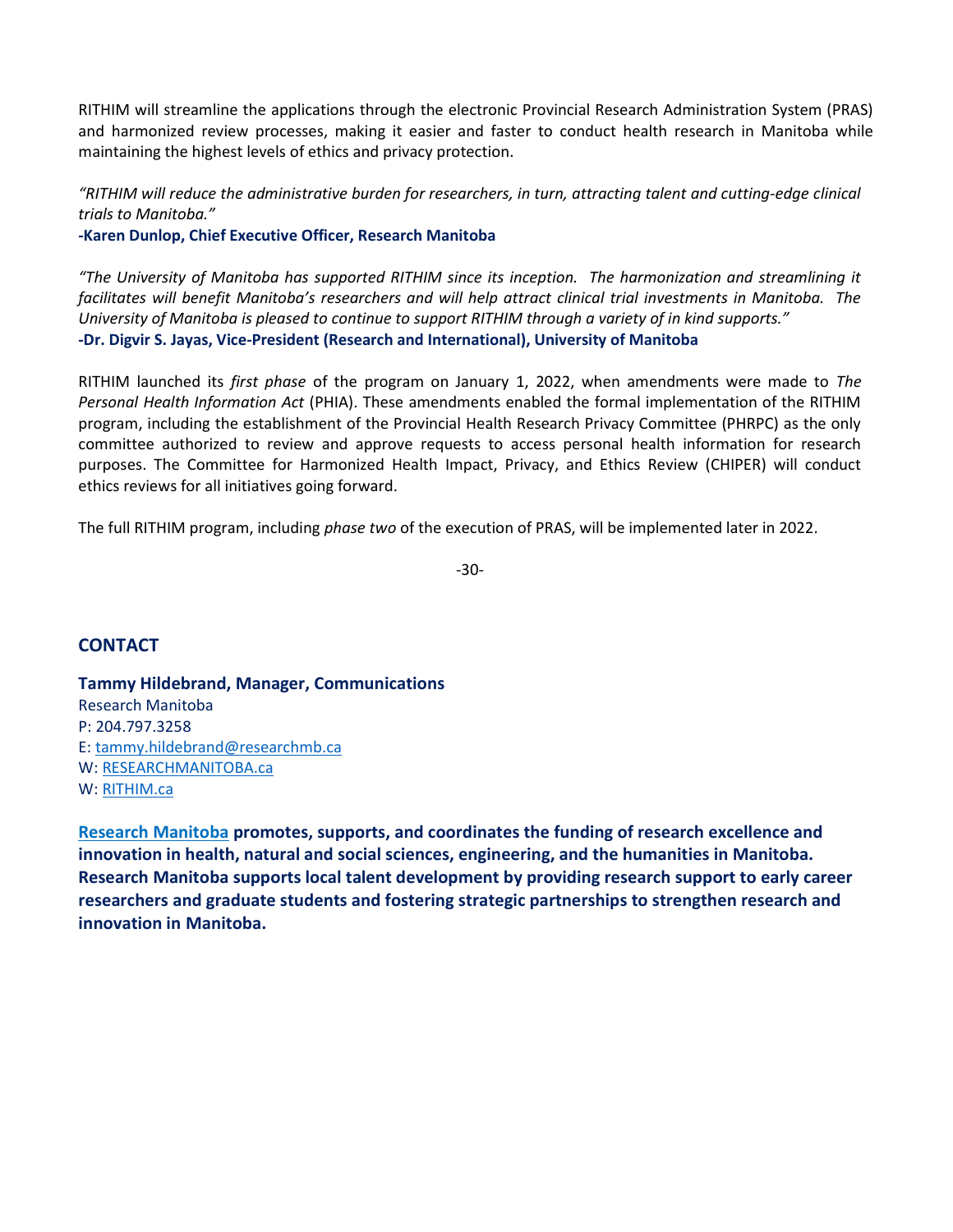RITHIM will streamline the applications through the electronic Provincial Research Administration System (PRAS) and harmonized review processes, making it easier and faster to conduct health research in Manitoba while maintaining the highest levels of ethics and privacy protection.

*"RITHIM will reduce the administrative burden for researchers, in turn, attracting talent and cutting-edge clinical trials to Manitoba."*
**-Karen Dunlop, Chief Executive Officer, Research Manitoba**

*"The University of Manitoba has supported RITHIM since its inception. The harmonization and streamlining it facilitates will benefit Manitoba's researchers and will help attract clinical trial investments in Manitoba. The University of Manitoba is pleased to continue to support RITHIM through a variety of in kind supports."*
**-Dr. Digvir S. Jayas, Vice-President (Research and International), University of Manitoba**

RITHIM launched its *first phase* of the program on January 1, 2022, when amendments were made to *The Personal Health Information Act* (PHIA). These amendments enabled the formal implementation of the RITHIM program, including the establishment of the Provincial Health Research Privacy Committee (PHRPC) as the only committee authorized to review and approve requests to access personal health information for research purposes. The Committee for Harmonized Health Impact, Privacy, and Ethics Review (CHIPER) will conduct ethics reviews for all initiatives going forward.

The full RITHIM program, including *phase two* of the execution of PRAS, will be implemented later in 2022.

-30-

## CONTACT

**Tammy Hildebrand, Manager, Communications**
Research Manitoba
P: 204.797.3258
E: tammy.hildebrand@researchmb.ca
W: RESEARCHMANITOBA.ca
W: RITHIM.ca

**Research Manitoba promotes, supports, and coordinates the funding of research excellence and innovation in health, natural and social sciences, engineering, and the humanities in Manitoba. Research Manitoba supports local talent development by providing research support to early career researchers and graduate students and fostering strategic partnerships to strengthen research and innovation in Manitoba.**